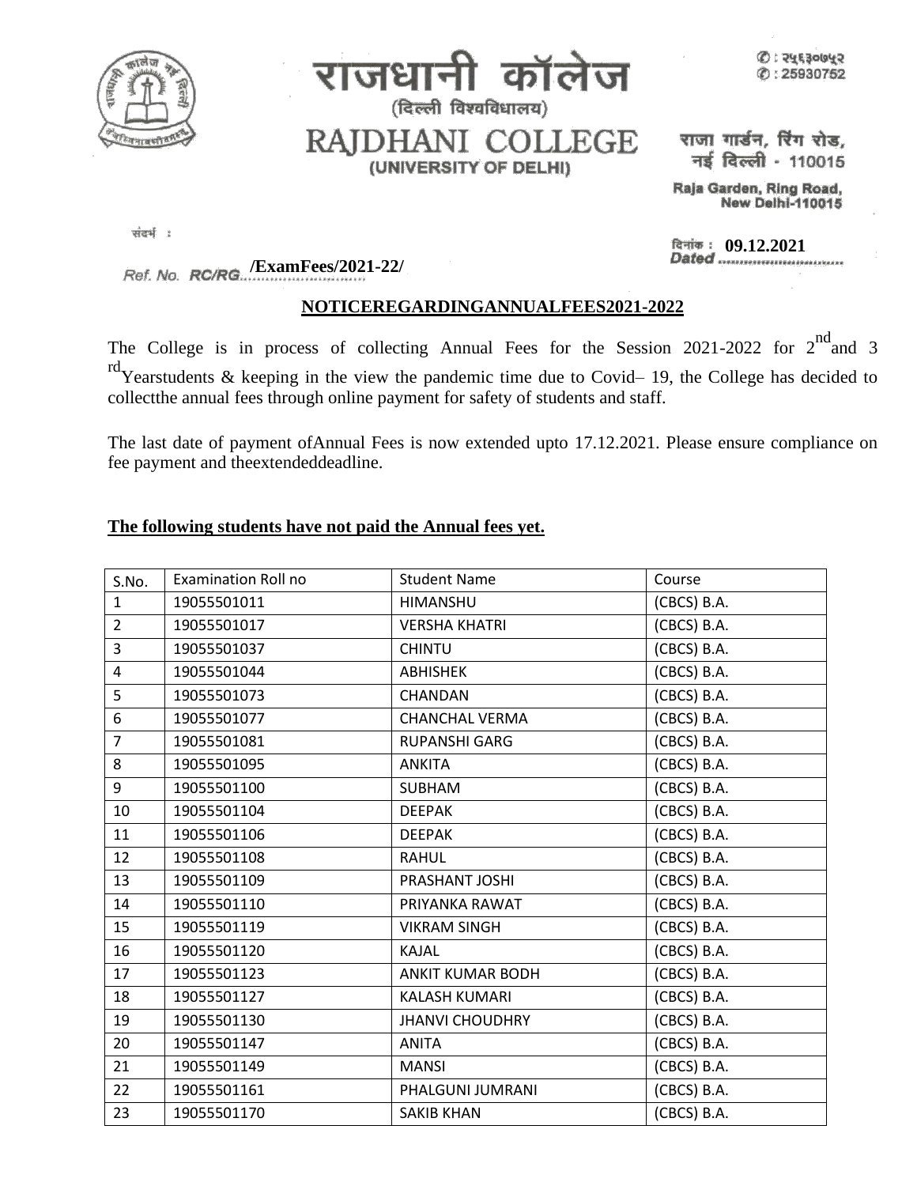# राजधानी कॉलेज

(दिल्ली विश्वविधालय)

# RAJDHANI COLLEGE

**(UNIVERSITY OF DELHI)**

✆ : २५९३०७५२
✆ : 25930752

राजा गार्डन, रिंग रोड,
नई दिल्ली - 110015

Raja Garden, Ring Road,
New Delhi-110015

संदर्भ :

Ref. No. RC/RG **/ExamFees/2021-22/**

दिनांक : **09.12.2021**
Dated

**NOTICEREGARDINGANNUALFEES2021-2022**

The College is in process of collecting Annual Fees for the Session 2021-2022 for 2nd and 3rd Yearstudents & keeping in the view the pandemic time due to Covid– 19, the College has decided to collectthe annual fees through online payment for safety of students and staff.

The last date of payment ofAnnual Fees is now extended upto 17.12.2021. Please ensure compliance on fee payment and theextendeddeadline.

**The following students have not paid the Annual fees yet.**

| S.No. | Examination Roll no | Student Name | Course |
|---|---|---|---|
| 1 | 19055501011 | HIMANSHU | (CBCS) B.A. |
| 2 | 19055501017 | VERSHA KHATRI | (CBCS) B.A. |
| 3 | 19055501037 | CHINTU | (CBCS) B.A. |
| 4 | 19055501044 | ABHISHEK | (CBCS) B.A. |
| 5 | 19055501073 | CHANDAN | (CBCS) B.A. |
| 6 | 19055501077 | CHANCHAL VERMA | (CBCS) B.A. |
| 7 | 19055501081 | RUPANSHI GARG | (CBCS) B.A. |
| 8 | 19055501095 | ANKITA | (CBCS) B.A. |
| 9 | 19055501100 | SUBHAM | (CBCS) B.A. |
| 10 | 19055501104 | DEEPAK | (CBCS) B.A. |
| 11 | 19055501106 | DEEPAK | (CBCS) B.A. |
| 12 | 19055501108 | RAHUL | (CBCS) B.A. |
| 13 | 19055501109 | PRASHANT JOSHI | (CBCS) B.A. |
| 14 | 19055501110 | PRIYANKA RAWAT | (CBCS) B.A. |
| 15 | 19055501119 | VIKRAM SINGH | (CBCS) B.A. |
| 16 | 19055501120 | KAJAL | (CBCS) B.A. |
| 17 | 19055501123 | ANKIT KUMAR BODH | (CBCS) B.A. |
| 18 | 19055501127 | KALASH KUMARI | (CBCS) B.A. |
| 19 | 19055501130 | JHANVI CHOUDHRY | (CBCS) B.A. |
| 20 | 19055501147 | ANITA | (CBCS) B.A. |
| 21 | 19055501149 | MANSI | (CBCS) B.A. |
| 22 | 19055501161 | PHALGUNI JUMRANI | (CBCS) B.A. |
| 23 | 19055501170 | SAKIB KHAN | (CBCS) B.A. |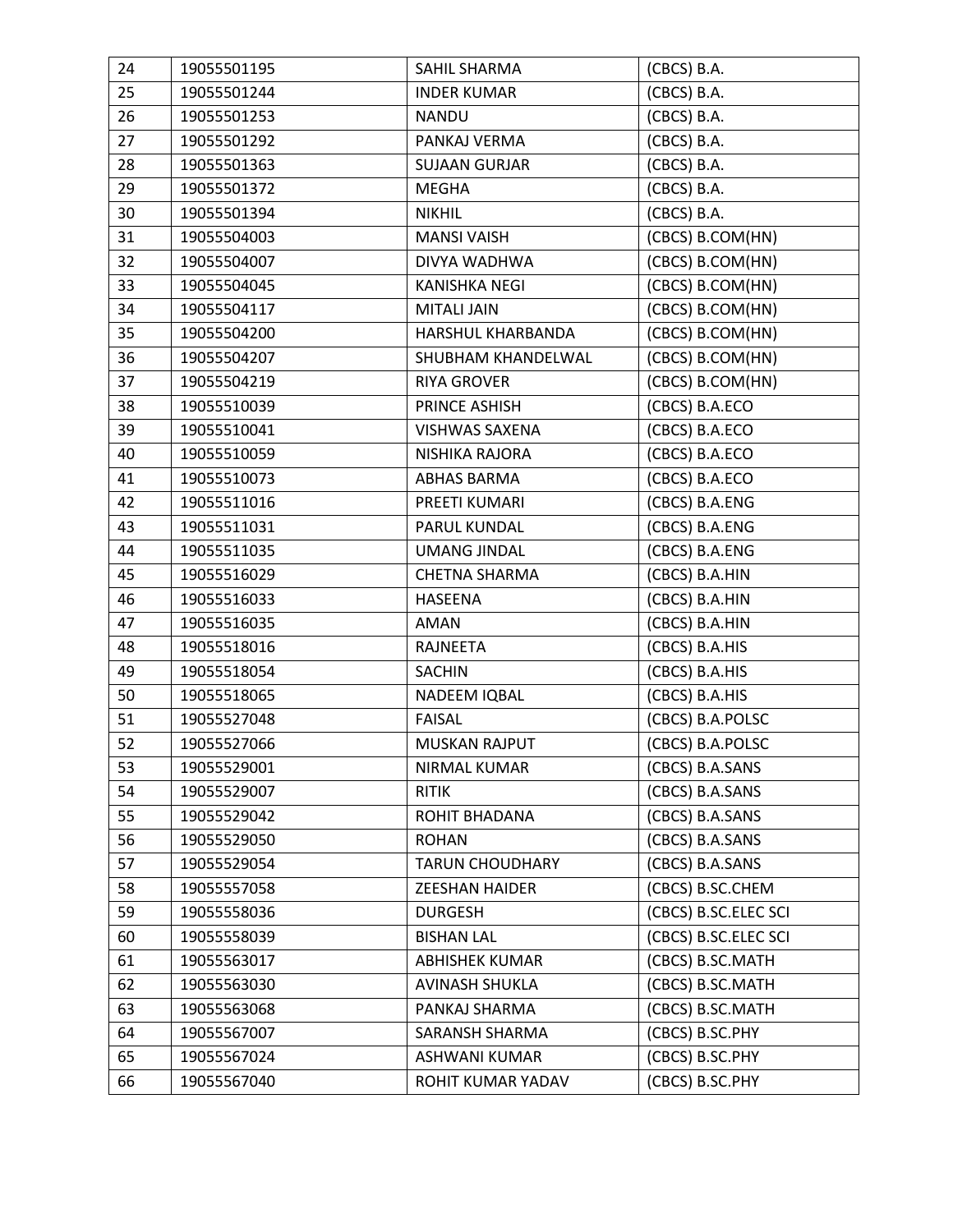| 24 | 19055501195 | SAHIL SHARMA | (CBCS) B.A. |
|---|---|---|---|
| 25 | 19055501244 | INDER KUMAR | (CBCS) B.A. |
| 26 | 19055501253 | NANDU | (CBCS) B.A. |
| 27 | 19055501292 | PANKAJ VERMA | (CBCS) B.A. |
| 28 | 19055501363 | SUJAAN GURJAR | (CBCS) B.A. |
| 29 | 19055501372 | MEGHA | (CBCS) B.A. |
| 30 | 19055501394 | NIKHIL | (CBCS) B.A. |
| 31 | 19055504003 | MANSI VAISH | (CBCS) B.COM(HN) |
| 32 | 19055504007 | DIVYA WADHWA | (CBCS) B.COM(HN) |
| 33 | 19055504045 | KANISHKA NEGI | (CBCS) B.COM(HN) |
| 34 | 19055504117 | MITALI JAIN | (CBCS) B.COM(HN) |
| 35 | 19055504200 | HARSHUL KHARBANDA | (CBCS) B.COM(HN) |
| 36 | 19055504207 | SHUBHAM KHANDELWAL | (CBCS) B.COM(HN) |
| 37 | 19055504219 | RIYA GROVER | (CBCS) B.COM(HN) |
| 38 | 19055510039 | PRINCE ASHISH | (CBCS) B.A.ECO |
| 39 | 19055510041 | VISHWAS SAXENA | (CBCS) B.A.ECO |
| 40 | 19055510059 | NISHIKA RAJORA | (CBCS) B.A.ECO |
| 41 | 19055510073 | ABHAS BARMA | (CBCS) B.A.ECO |
| 42 | 19055511016 | PREETI KUMARI | (CBCS) B.A.ENG |
| 43 | 19055511031 | PARUL KUNDAL | (CBCS) B.A.ENG |
| 44 | 19055511035 | UMANG JINDAL | (CBCS) B.A.ENG |
| 45 | 19055516029 | CHETNA SHARMA | (CBCS) B.A.HIN |
| 46 | 19055516033 | HASEENA | (CBCS) B.A.HIN |
| 47 | 19055516035 | AMAN | (CBCS) B.A.HIN |
| 48 | 19055518016 | RAJNEETA | (CBCS) B.A.HIS |
| 49 | 19055518054 | SACHIN | (CBCS) B.A.HIS |
| 50 | 19055518065 | NADEEM IQBAL | (CBCS) B.A.HIS |
| 51 | 19055527048 | FAISAL | (CBCS) B.A.POLSC |
| 52 | 19055527066 | MUSKAN RAJPUT | (CBCS) B.A.POLSC |
| 53 | 19055529001 | NIRMAL KUMAR | (CBCS) B.A.SANS |
| 54 | 19055529007 | RITIK | (CBCS) B.A.SANS |
| 55 | 19055529042 | ROHIT BHADANA | (CBCS) B.A.SANS |
| 56 | 19055529050 | ROHAN | (CBCS) B.A.SANS |
| 57 | 19055529054 | TARUN CHOUDHARY | (CBCS) B.A.SANS |
| 58 | 19055557058 | ZEESHAN HAIDER | (CBCS) B.SC.CHEM |
| 59 | 19055558036 | DURGESH | (CBCS) B.SC.ELEC SCI |
| 60 | 19055558039 | BISHAN LAL | (CBCS) B.SC.ELEC SCI |
| 61 | 19055563017 | ABHISHEK KUMAR | (CBCS) B.SC.MATH |
| 62 | 19055563030 | AVINASH SHUKLA | (CBCS) B.SC.MATH |
| 63 | 19055563068 | PANKAJ SHARMA | (CBCS) B.SC.MATH |
| 64 | 19055567007 | SARANSH SHARMA | (CBCS) B.SC.PHY |
| 65 | 19055567024 | ASHWANI KUMAR | (CBCS) B.SC.PHY |
| 66 | 19055567040 | ROHIT KUMAR YADAV | (CBCS) B.SC.PHY |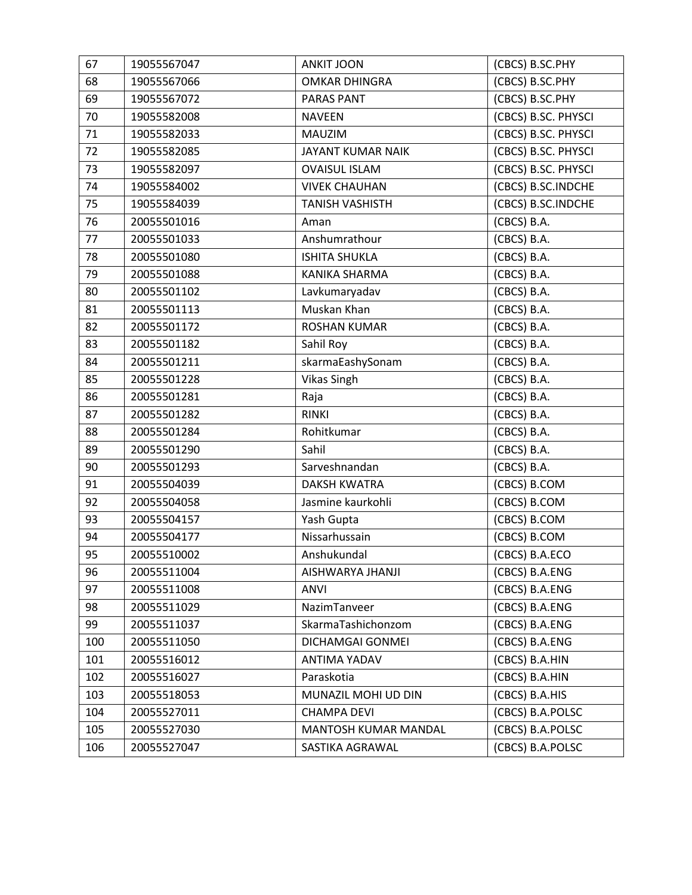| 67 | 19055567047 | ANKIT JOON | (CBCS) B.SC.PHY |
|---|---|---|---|
| 68 | 19055567066 | OMKAR DHINGRA | (CBCS) B.SC.PHY |
| 69 | 19055567072 | PARAS PANT | (CBCS) B.SC.PHY |
| 70 | 19055582008 | NAVEEN | (CBCS) B.SC. PHYSCI |
| 71 | 19055582033 | MAUZIM | (CBCS) B.SC. PHYSCI |
| 72 | 19055582085 | JAYANT KUMAR NAIK | (CBCS) B.SC. PHYSCI |
| 73 | 19055582097 | OVAISUL ISLAM | (CBCS) B.SC. PHYSCI |
| 74 | 19055584002 | VIVEK CHAUHAN | (CBCS) B.SC.INDCHE |
| 75 | 19055584039 | TANISH VASHISTH | (CBCS) B.SC.INDCHE |
| 76 | 20055501016 | Aman | (CBCS) B.A. |
| 77 | 20055501033 | Anshumrathour | (CBCS) B.A. |
| 78 | 20055501080 | ISHITA SHUKLA | (CBCS) B.A. |
| 79 | 20055501088 | KANIKA SHARMA | (CBCS) B.A. |
| 80 | 20055501102 | Lavkumaryadav | (CBCS) B.A. |
| 81 | 20055501113 | Muskan Khan | (CBCS) B.A. |
| 82 | 20055501172 | ROSHAN KUMAR | (CBCS) B.A. |
| 83 | 20055501182 | Sahil Roy | (CBCS) B.A. |
| 84 | 20055501211 | skarmaEashySonam | (CBCS) B.A. |
| 85 | 20055501228 | Vikas Singh | (CBCS) B.A. |
| 86 | 20055501281 | Raja | (CBCS) B.A. |
| 87 | 20055501282 | RINKI | (CBCS) B.A. |
| 88 | 20055501284 | Rohitkumar | (CBCS) B.A. |
| 89 | 20055501290 | Sahil | (CBCS) B.A. |
| 90 | 20055501293 | Sarveshnandan | (CBCS) B.A. |
| 91 | 20055504039 | DAKSH KWATRA | (CBCS) B.COM |
| 92 | 20055504058 | Jasmine kaurkohli | (CBCS) B.COM |
| 93 | 20055504157 | Yash Gupta | (CBCS) B.COM |
| 94 | 20055504177 | Nissarhussain | (CBCS) B.COM |
| 95 | 20055510002 | Anshukundal | (CBCS) B.A.ECO |
| 96 | 20055511004 | AISHWARYA JHANJI | (CBCS) B.A.ENG |
| 97 | 20055511008 | ANVI | (CBCS) B.A.ENG |
| 98 | 20055511029 | NazimTanveer | (CBCS) B.A.ENG |
| 99 | 20055511037 | SkarmaTashichonzom | (CBCS) B.A.ENG |
| 100 | 20055511050 | DICHAMGAI GONMEI | (CBCS) B.A.ENG |
| 101 | 20055516012 | ANTIMA YADAV | (CBCS) B.A.HIN |
| 102 | 20055516027 | Paraskotia | (CBCS) B.A.HIN |
| 103 | 20055518053 | MUNAZIL MOHI UD DIN | (CBCS) B.A.HIS |
| 104 | 20055527011 | CHAMPA DEVI | (CBCS) B.A.POLSC |
| 105 | 20055527030 | MANTOSH KUMAR MANDAL | (CBCS) B.A.POLSC |
| 106 | 20055527047 | SASTIKA AGRAWAL | (CBCS) B.A.POLSC |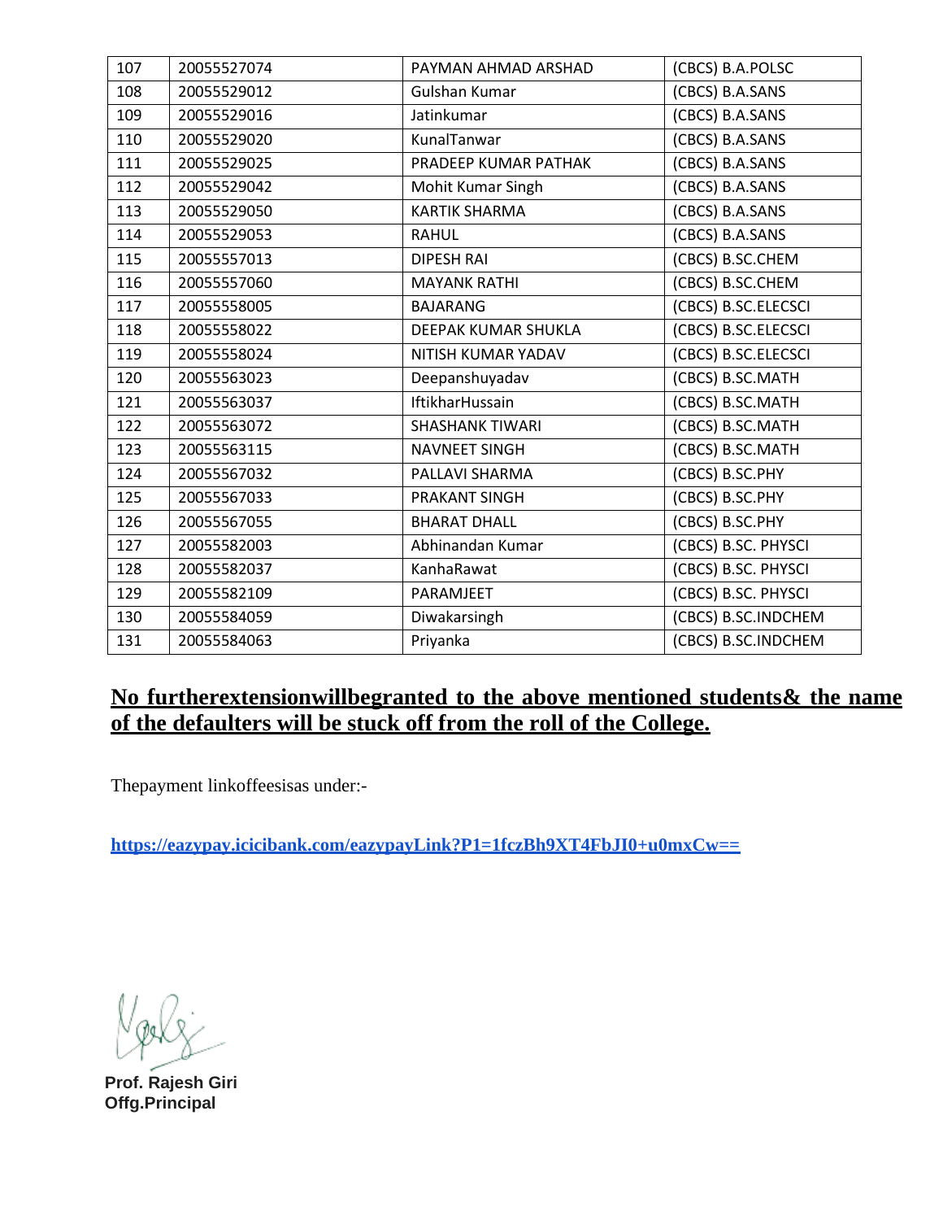| | | | |
|---|---|---|---|
| 107 | 20055527074 | PAYMAN AHMAD ARSHAD | (CBCS) B.A.POLSC |
| 108 | 20055529012 | Gulshan Kumar | (CBCS) B.A.SANS |
| 109 | 20055529016 | Jatinkumar | (CBCS) B.A.SANS |
| 110 | 20055529020 | KunalTanwar | (CBCS) B.A.SANS |
| 111 | 20055529025 | PRADEEP KUMAR PATHAK | (CBCS) B.A.SANS |
| 112 | 20055529042 | Mohit Kumar Singh | (CBCS) B.A.SANS |
| 113 | 20055529050 | KARTIK SHARMA | (CBCS) B.A.SANS |
| 114 | 20055529053 | RAHUL | (CBCS) B.A.SANS |
| 115 | 20055557013 | DIPESH RAI | (CBCS) B.SC.CHEM |
| 116 | 20055557060 | MAYANK RATHI | (CBCS) B.SC.CHEM |
| 117 | 20055558005 | BAJARANG | (CBCS) B.SC.ELECSCI |
| 118 | 20055558022 | DEEPAK KUMAR SHUKLA | (CBCS) B.SC.ELECSCI |
| 119 | 20055558024 | NITISH KUMAR YADAV | (CBCS) B.SC.ELECSCI |
| 120 | 20055563023 | Deepanshuyadav | (CBCS) B.SC.MATH |
| 121 | 20055563037 | IftikharHussain | (CBCS) B.SC.MATH |
| 122 | 20055563072 | SHASHANK TIWARI | (CBCS) B.SC.MATH |
| 123 | 20055563115 | NAVNEET SINGH | (CBCS) B.SC.MATH |
| 124 | 20055567032 | PALLAVI SHARMA | (CBCS) B.SC.PHY |
| 125 | 20055567033 | PRAKANT SINGH | (CBCS) B.SC.PHY |
| 126 | 20055567055 | BHARAT DHALL | (CBCS) B.SC.PHY |
| 127 | 20055582003 | Abhinandan Kumar | (CBCS) B.SC. PHYSCI |
| 128 | 20055582037 | KanhaRawat | (CBCS) B.SC. PHYSCI |
| 129 | 20055582109 | PARAMJEET | (CBCS) B.SC. PHYSCI |
| 130 | 20055584059 | Diwakarsingh | (CBCS) B.SC.INDCHEM |
| 131 | 20055584063 | Priyanka | (CBCS) B.SC.INDCHEM |

**No furtherextensionwillbegranted to the above mentioned students& the name of the defaulters will be stuck off from the roll of the College.**

Thepayment linkoffeesisas under:-

https://eazypay.icicibank.com/eazypayLink?P1=1fczBh9XT4FbJI0+u0mxCw==

**Prof. Rajesh Giri**
**Offg.Principal**